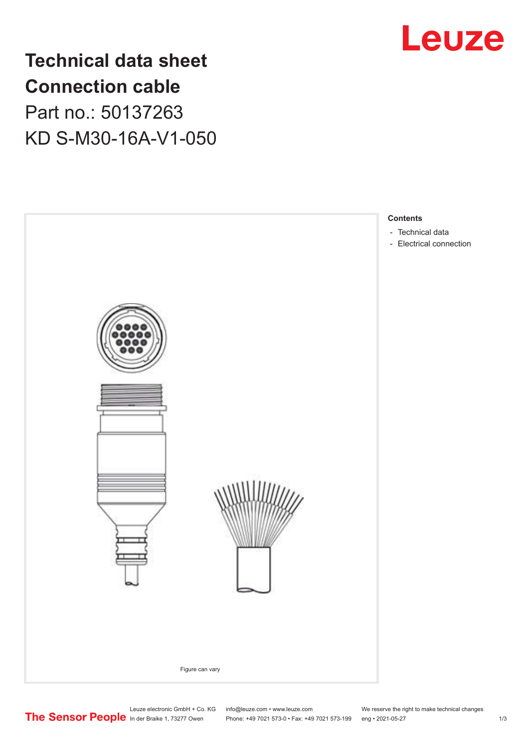# Technical data sheet
# Connection cable
## Part no.: 50137263
## KD S-M30-16A-V1-050

Figure can vary

**Contents**

- Technical data
- Electrical connection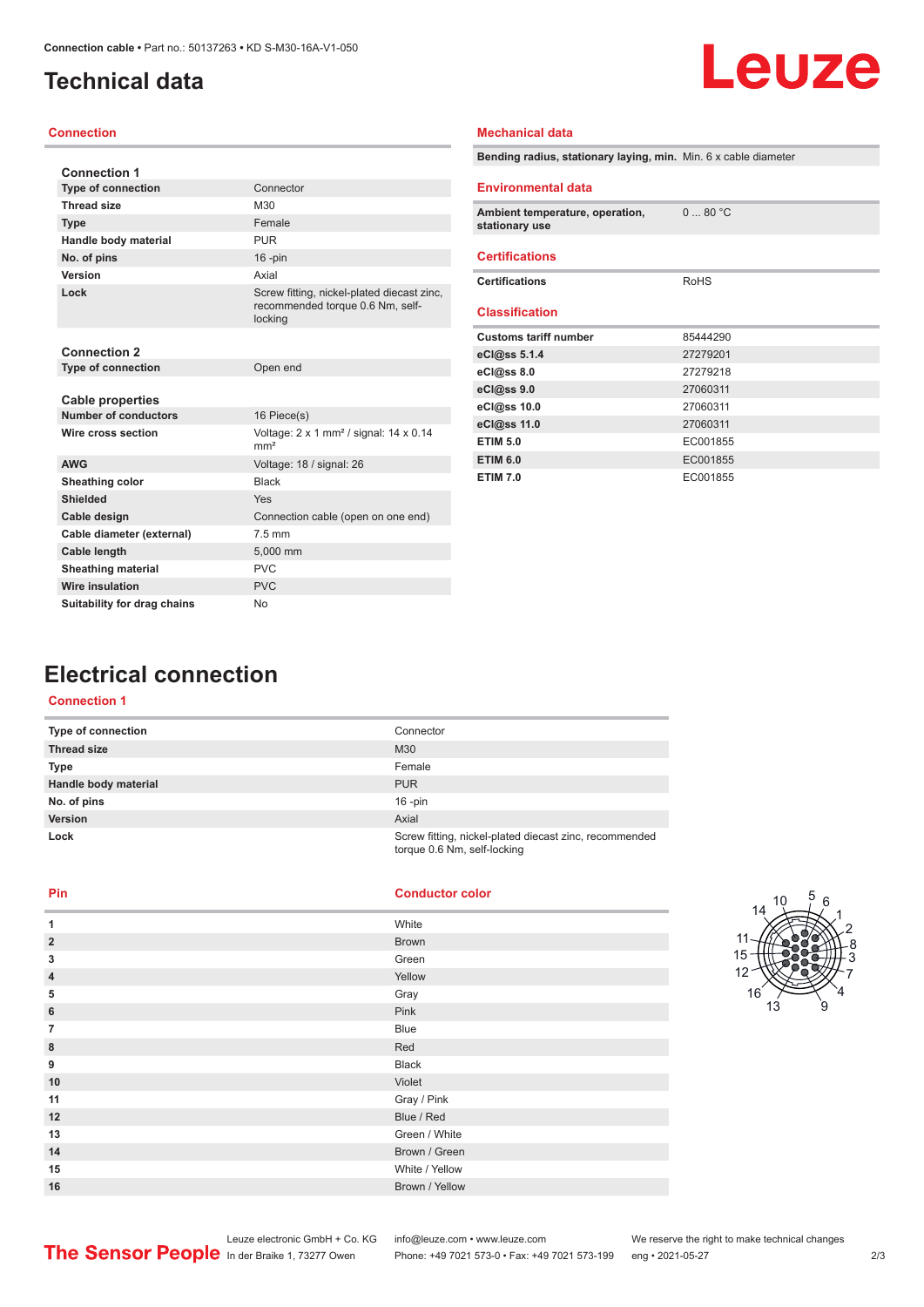# Technical data

## Connection

| Connection 1 | |
|---|---|
| Type of connection | Connector |
| Thread size | M30 |
| Type | Female |
| Handle body material | PUR |
| No. of pins | 16 -pin |
| Version | Axial |
| Lock | Screw fitting, nickel-plated diecast zinc, recommended torque 0.6 Nm, self-locking |

| Connection 2 | |
|---|---|
| Type of connection | Open end |

| Cable properties | |
|---|---|
| Number of conductors | 16 Piece(s) |
| Wire cross section | Voltage: 2 x 1 mm² / signal: 14 x 0.14 mm² |
| AWG | Voltage: 18 / signal: 26 |
| Sheathing color | Black |
| Shielded | Yes |
| Cable design | Connection cable (open on one end) |
| Cable diameter (external) | 7.5 mm |
| Cable length | 5,000 mm |
| Sheathing material | PVC |
| Wire insulation | PVC |
| Suitability for drag chains | No |

## Mechanical data

| | |
|---|---|
| Bending radius, stationary laying, min. | Min. 6 x cable diameter |

## Environmental data

| | |
|---|---|
| Ambient temperature, operation, stationary use | 0 ... 80 °C |

## Certifications

| | |
|---|---|
| Certifications | RoHS |

## Classification

| | |
|---|---|
| Customs tariff number | 85444290 |
| eCl@ss 5.1.4 | 27279201 |
| eCl@ss 8.0 | 27279218 |
| eCl@ss 9.0 | 27060311 |
| eCl@ss 10.0 | 27060311 |
| eCl@ss 11.0 | 27060311 |
| ETIM 5.0 | EC001855 |
| ETIM 6.0 | EC001855 |
| ETIM 7.0 | EC001855 |

# Electrical connection

## Connection 1

| | |
|---|---|
| Type of connection | Connector |
| Thread size | M30 |
| Type | Female |
| Handle body material | PUR |
| No. of pins | 16 -pin |
| Version | Axial |
| Lock | Screw fitting, nickel-plated diecast zinc, recommended torque 0.6 Nm, self-locking |

| Pin | Conductor color |
|---|---|
| 1 | White |
| 2 | Brown |
| 3 | Green |
| 4 | Yellow |
| 5 | Gray |
| 6 | Pink |
| 7 | Blue |
| 8 | Red |
| 9 | Black |
| 10 | Violet |
| 11 | Gray / Pink |
| 12 | Blue / Red |
| 13 | Green / White |
| 14 | Brown / Green |
| 15 | White / Yellow |
| 16 | Brown / Yellow |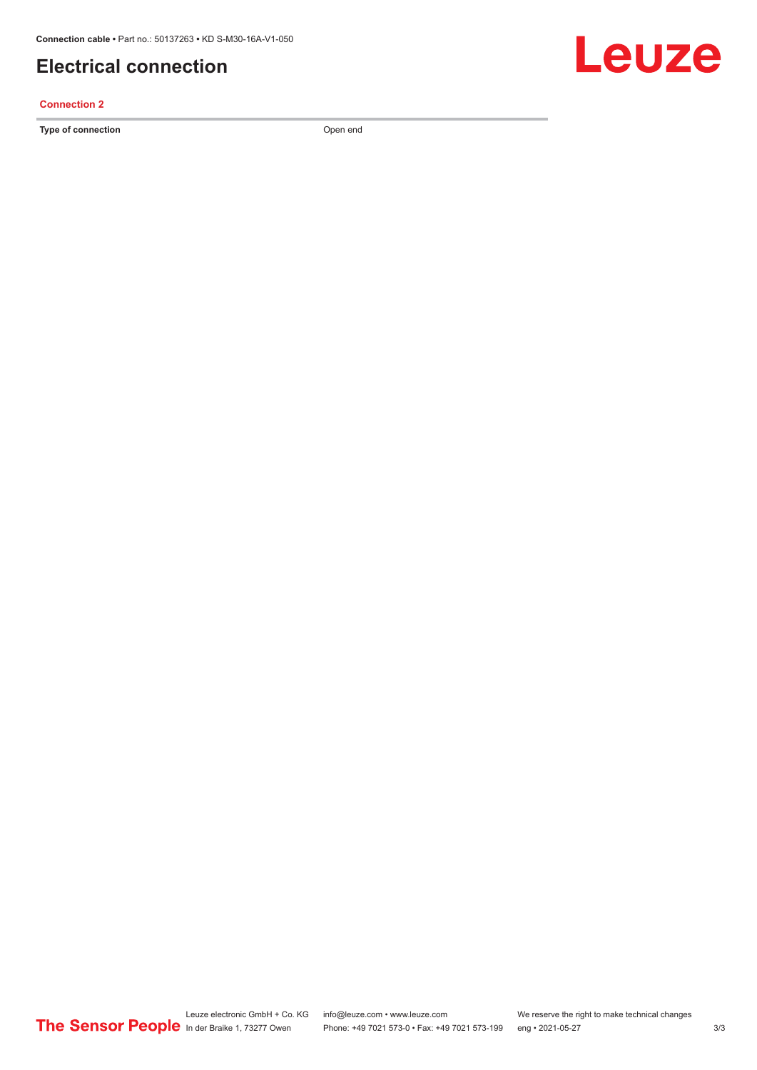# Electrical connection

## Connection 2

| | |
|---|---|
| **Type of connection** | Open end |